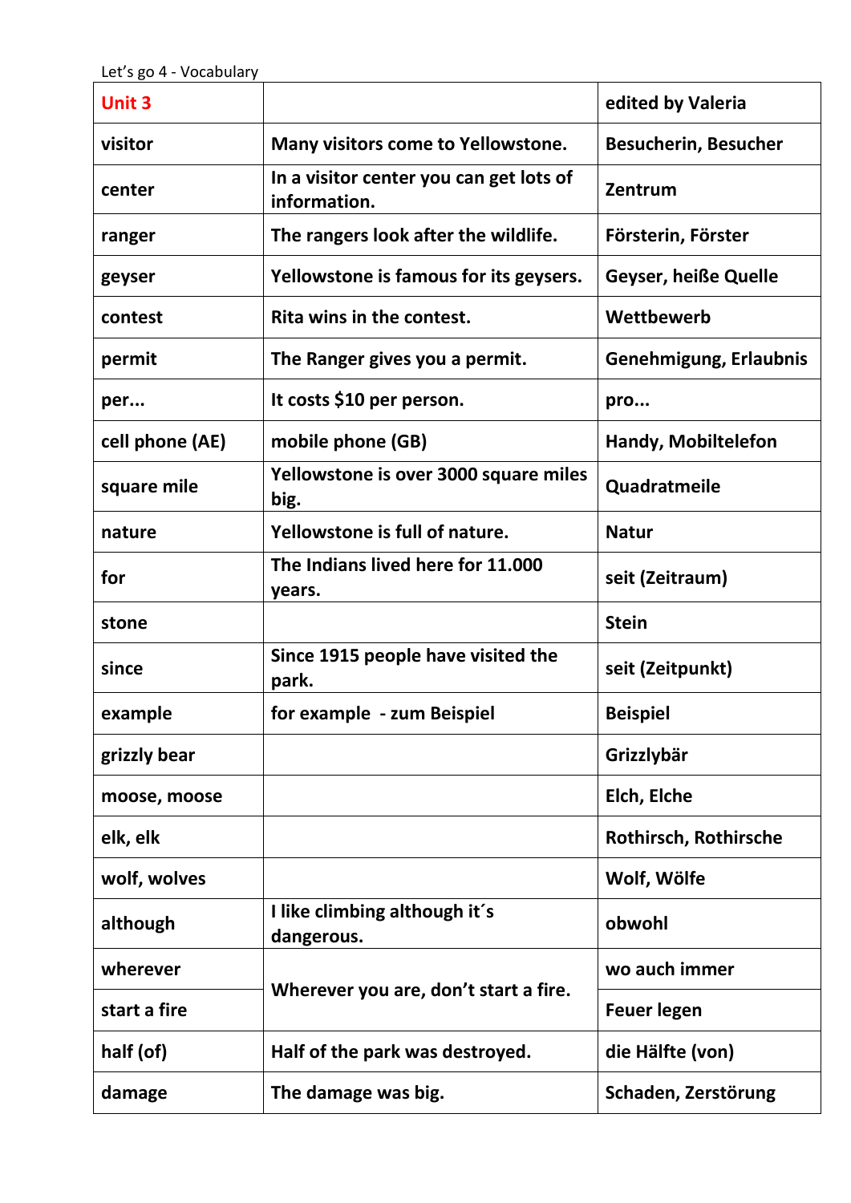Let’s go 4 - Vocabulary

| Unit 3 | | edited by Valeria |
|---|---|---|
| visitor | Many visitors come to Yellowstone. | Besucherin, Besucher |
| center | In a visitor center you can get lots of information. | Zentrum |
| ranger | The rangers look after the wildlife. | Försterin, Förster |
| geyser | Yellowstone is famous for its geysers. | Geyser, heiße Quelle |
| contest | Rita wins in the contest. | Wettbewerb |
| permit | The Ranger gives you a permit. | Genehmigung, Erlaubnis |
| per... | It costs $10 per person. | pro... |
| cell phone (AE) | mobile phone (GB) | Handy, Mobiltelefon |
| square mile | Yellowstone is over 3000 square miles big. | Quadratmeile |
| nature | Yellowstone is full of nature. | Natur |
| for | The Indians lived here for 11.000 years. | seit (Zeitraum) |
| stone | | Stein |
| since | Since 1915 people have visited the park. | seit (Zeitpunkt) |
| example | for example - zum Beispiel | Beispiel |
| grizzly bear | | Grizzlybär |
| moose, moose | | Elch, Elche |
| elk, elk | | Rothirsch, Rothirsche |
| wolf, wolves | | Wolf, Wölfe |
| although | I like climbing although it´s dangerous. | obwohl |
| wherever | Wherever you are, don’t start a fire. | wo auch immer |
| start a fire | | Feuer legen |
| half (of) | Half of the park was destroyed. | die Hälfte (von) |
| damage | The damage was big. | Schaden, Zerstörung |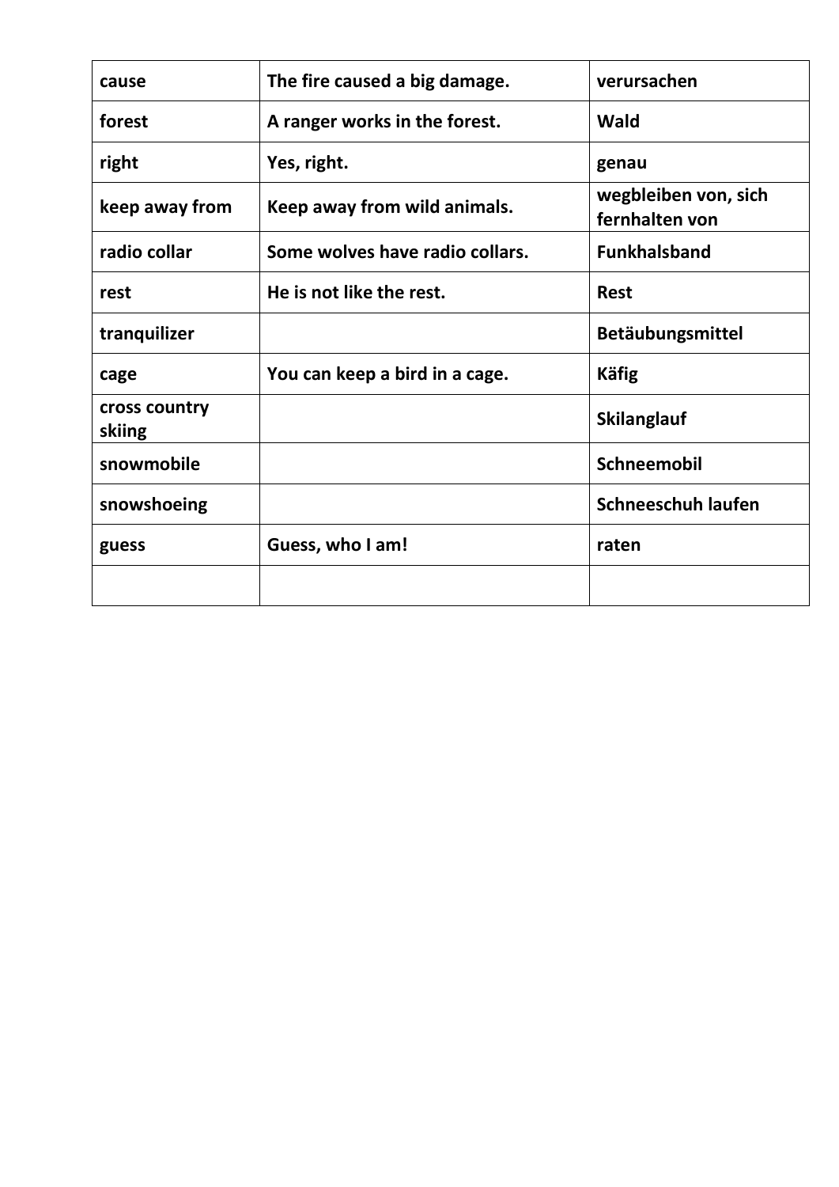| | | |
|---|---|---|
| **cause** | **The fire caused a big damage.** | **verursachen** |
| **forest** | **A ranger works in the forest.** | **Wald** |
| **right** | **Yes, right.** | **genau** |
| **keep away from** | **Keep away from wild animals.** | **wegbleiben von, sich fernhalten von** |
| **radio collar** | **Some wolves have radio collars.** | **Funkhalsband** |
| **rest** | **He is not like the rest.** | **Rest** |
| **tranquilizer** | | **Betäubungsmittel** |
| **cage** | **You can keep a bird in a cage.** | **Käfig** |
| **cross country skiing** | | **Skilanglauf** |
| **snowmobile** | | **Schneemobil** |
| **snowshoeing** | | **Schneeschuh laufen** |
| **guess** | **Guess, who I am!** | **raten** |
| | | |